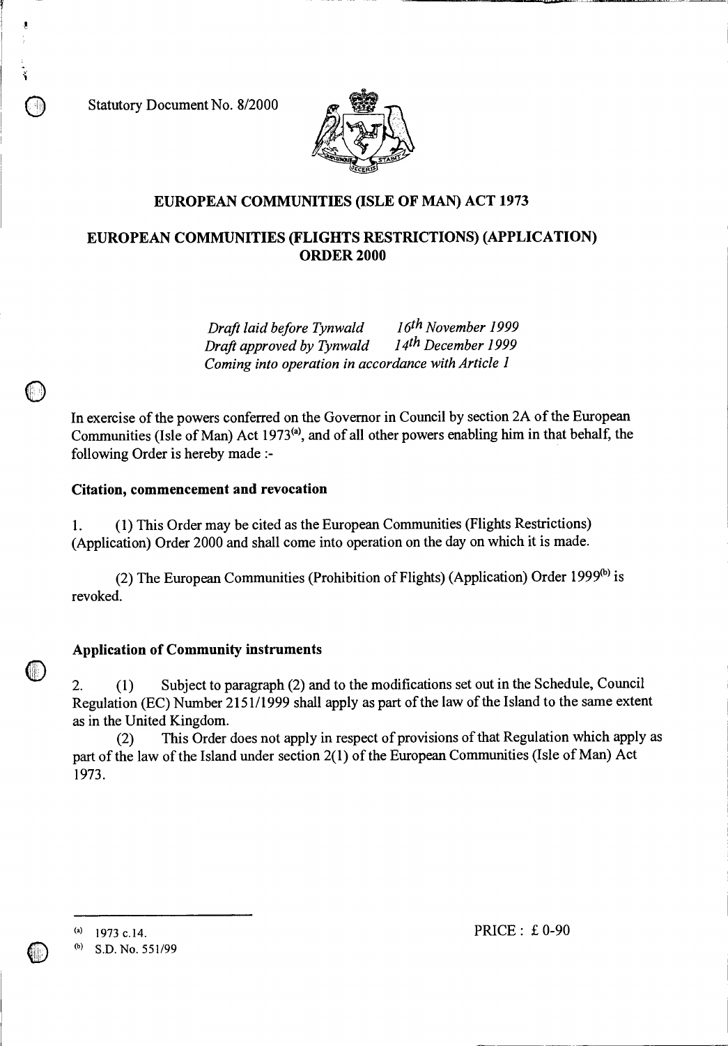Statutory Document No. 8/2000

# EUROPEAN COMMUNITIES (ISLE OF MAN) ACT 1973

## EUROPEAN COMMUNITIES (FLIGHTS RESTRICTIONS) (APPLICATION) ORDER 2000

*Draft laid before Tynwald* *16th November 1999*
*Draft approved by Tynwald* *14th December 1999*
*Coming into operation in accordance with Article 1*

In exercise of the powers conferred on the Governor in Council by section 2A of the European Communities (Isle of Man) Act 1973[(a)], and of all other powers enabling him in that behalf, the following Order is hereby made :-

### Citation, commencement and revocation

1. (1) This Order may be cited as the European Communities (Flights Restrictions) (Application) Order 2000 and shall come into operation on the day on which it is made.

(2) The European Communities (Prohibition of Flights) (Application) Order 1999[(b)] is revoked.

### Application of Community instruments

2. (1) Subject to paragraph (2) and to the modifications set out in the Schedule, Council Regulation (EC) Number 2151/1999 shall apply as part of the law of the Island to the same extent as in the United Kingdom.

(2) This Order does not apply in respect of provisions of that Regulation which apply as part of the law of the Island under section 2(1) of the European Communities (Isle of Man) Act 1973.

(a) 1973 c.14.

(b) S.D. No. 551/99

PRICE : £ 0-90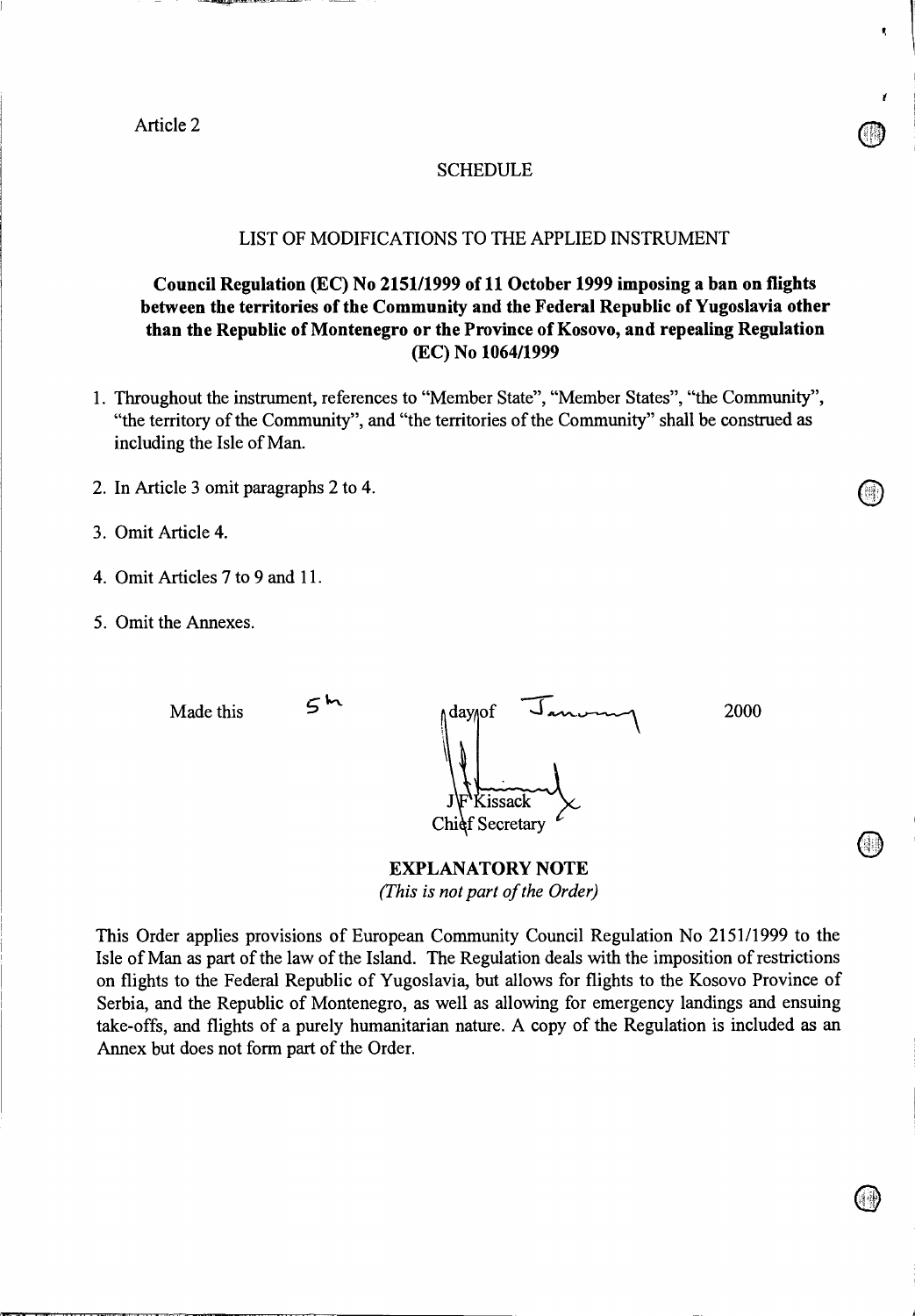Article 2

## SCHEDULE

### LIST OF MODIFICATIONS TO THE APPLIED INSTRUMENT

**Council Regulation (EC) No 2151/1999 of 11 October 1999 imposing a ban on flights between the territories of the Community and the Federal Republic of Yugoslavia other than the Republic of Montenegro or the Province of Kosovo, and repealing Regulation (EC) No 1064/1999**

1. Throughout the instrument, references to "Member State", "Member States", "the Community", "the territory of the Community", and "the territories of the Community" shall be construed as including the Isle of Man.
2. In Article 3 omit paragraphs 2 to 4.
3. Omit Article 4.
4. Omit Articles 7 to 9 and 11.
5. Omit the Annexes.

Made this 5th day of January 2000

J F Kissack
Chief Secretary

**EXPLANATORY NOTE**
*(This is not part of the Order)*

This Order applies provisions of European Community Council Regulation No 2151/1999 to the Isle of Man as part of the law of the Island. The Regulation deals with the imposition of restrictions on flights to the Federal Republic of Yugoslavia, but allows for flights to the Kosovo Province of Serbia, and the Republic of Montenegro, as well as allowing for emergency landings and ensuing take-offs, and flights of a purely humanitarian nature. A copy of the Regulation is included as an Annex but does not form part of the Order.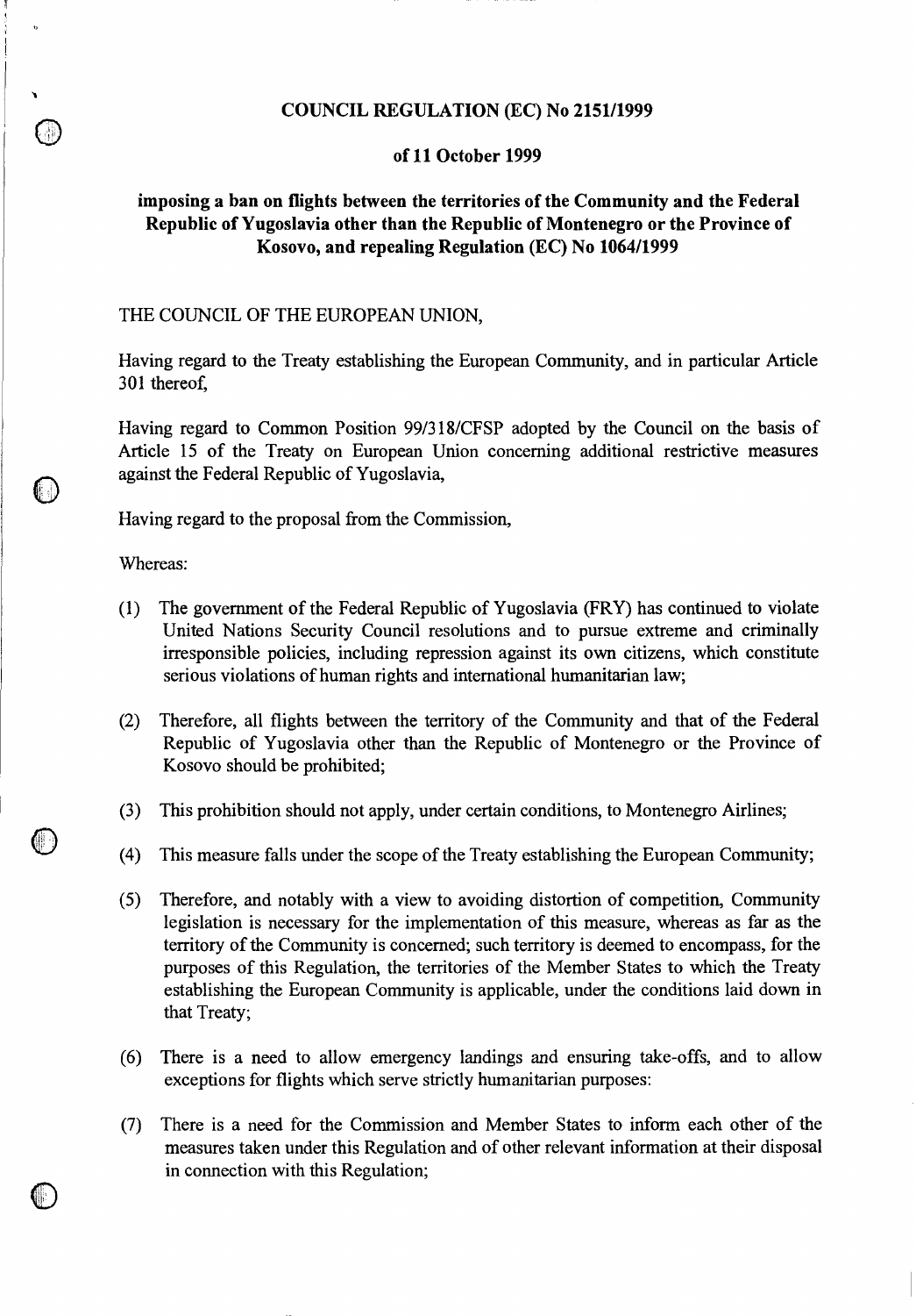# COUNCIL REGULATION (EC) No 2151/1999

## of 11 October 1999

## imposing a ban on flights between the territories of the Community and the Federal Republic of Yugoslavia other than the Republic of Montenegro or the Province of Kosovo, and repealing Regulation (EC) No 1064/1999

THE COUNCIL OF THE EUROPEAN UNION,

Having regard to the Treaty establishing the European Community, and in particular Article 301 thereof,

Having regard to Common Position 99/318/CFSP adopted by the Council on the basis of Article 15 of the Treaty on European Union concerning additional restrictive measures against the Federal Republic of Yugoslavia,

Having regard to the proposal from the Commission,

Whereas:

(1) The government of the Federal Republic of Yugoslavia (FRY) has continued to violate United Nations Security Council resolutions and to pursue extreme and criminally irresponsible policies, including repression against its own citizens, which constitute serious violations of human rights and international humanitarian law;

(2) Therefore, all flights between the territory of the Community and that of the Federal Republic of Yugoslavia other than the Republic of Montenegro or the Province of Kosovo should be prohibited;

(3) This prohibition should not apply, under certain conditions, to Montenegro Airlines;

(4) This measure falls under the scope of the Treaty establishing the European Community;

(5) Therefore, and notably with a view to avoiding distortion of competition, Community legislation is necessary for the implementation of this measure, whereas as far as the territory of the Community is concerned; such territory is deemed to encompass, for the purposes of this Regulation, the territories of the Member States to which the Treaty establishing the European Community is applicable, under the conditions laid down in that Treaty;

(6) There is a need to allow emergency landings and ensuring take-offs, and to allow exceptions for flights which serve strictly humanitarian purposes:

(7) There is a need for the Commission and Member States to inform each other of the measures taken under this Regulation and of other relevant information at their disposal in connection with this Regulation;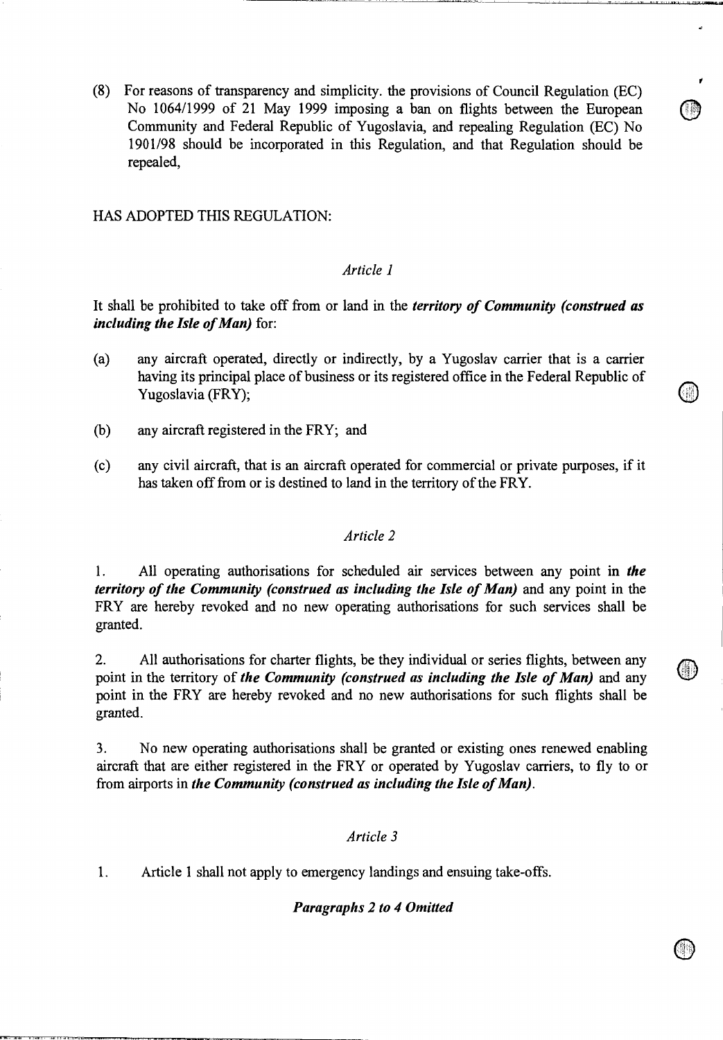(8) For reasons of transparency and simplicity. the provisions of Council Regulation (EC) No 1064/1999 of 21 May 1999 imposing a ban on flights between the European Community and Federal Republic of Yugoslavia, and repealing Regulation (EC) No 1901/98 should be incorporated in this Regulation, and that Regulation should be repealed,

HAS ADOPTED THIS REGULATION:

*Article 1*

It shall be prohibited to take off from or land in the ***territory of Community (construed as including the Isle of Man)*** for:

(a) any aircraft operated, directly or indirectly, by a Yugoslav carrier that is a carrier having its principal place of business or its registered office in the Federal Republic of Yugoslavia (FRY);

(b) any aircraft registered in the FRY; and

(c) any civil aircraft, that is an aircraft operated for commercial or private purposes, if it has taken off from or is destined to land in the territory of the FRY.

*Article 2*

1. All operating authorisations for scheduled air services between any point in ***the territory of the Community (construed as including the Isle of Man)*** and any point in the FRY are hereby revoked and no new operating authorisations for such services shall be granted.

2. All authorisations for charter flights, be they individual or series flights, between any point in the territory of ***the Community (construed as including the Isle of Man)*** and any point in the FRY are hereby revoked and no new authorisations for such flights shall be granted.

3. No new operating authorisations shall be granted or existing ones renewed enabling aircraft that are either registered in the FRY or operated by Yugoslav carriers, to fly to or from airports in ***the Community (construed as including the Isle of Man)***.

*Article 3*

1. Article 1 shall not apply to emergency landings and ensuing take-offs.

***Paragraphs 2 to 4 Omitted***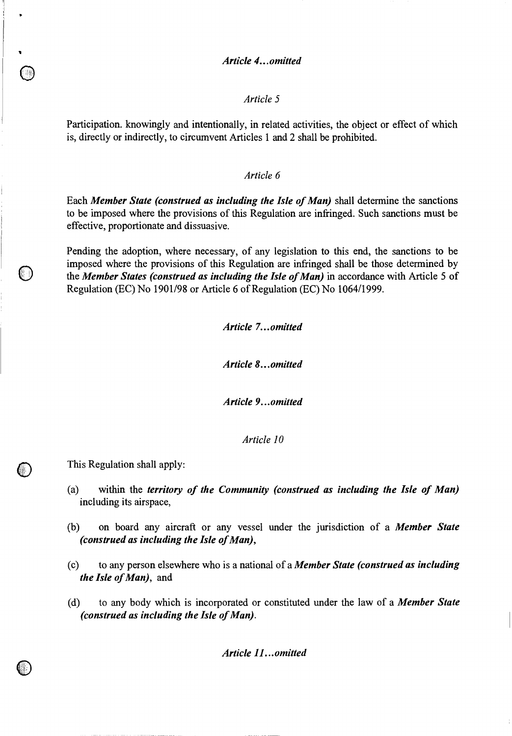*Article 4...omitted*

*Article 5*

Participation. knowingly and intentionally, in related activities, the object or effect of which is, directly or indirectly, to circumvent Articles 1 and 2 shall be prohibited.

*Article 6*

Each ***Member State (construed as including the Isle of Man)*** shall determine the sanctions to be imposed where the provisions of this Regulation are infringed. Such sanctions must be effective, proportionate and dissuasive.

Pending the adoption, where necessary, of any legislation to this end, the sanctions to be imposed where the provisions of this Regulation are infringed shall be those determined by the ***Member States (construed as including the Isle of Man)*** in accordance with Article 5 of Regulation (EC) No 1901/98 or Article 6 of Regulation (EC) No 1064/1999.

*Article 7...omitted*

*Article 8...omitted*

*Article 9...omitted*

*Article 10*

This Regulation shall apply:

(a) within the ***territory of the Community (construed as including the Isle of Man)*** including its airspace,

(b) on board any aircraft or any vessel under the jurisdiction of a ***Member State (construed as including the Isle of Man)***,

(c) to any person elsewhere who is a national of a ***Member State (construed as including the Isle of Man)***, and

(d) to any body which is incorporated or constituted under the law of a ***Member State (construed as including the Isle of Man)***.

*Article 11...omitted*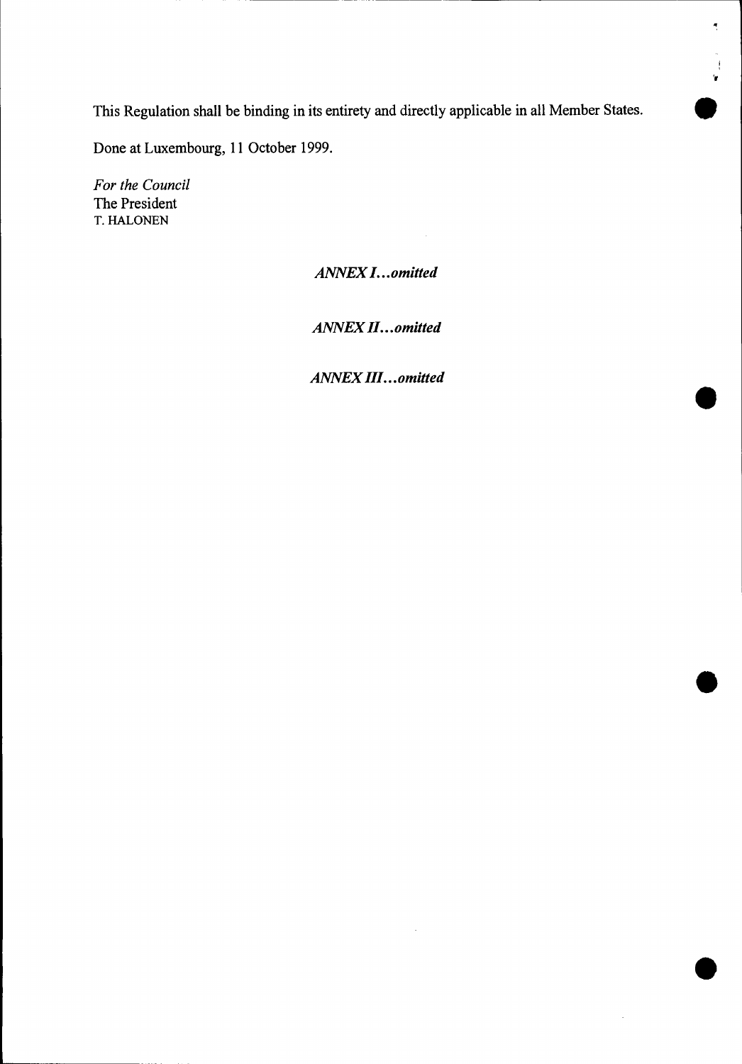This Regulation shall be binding in its entirety and directly applicable in all Member States.

Done at Luxembourg, 11 October 1999.

*For the Council*
The President
T. HALONEN

*ANNEX I...omitted*

*ANNEX II...omitted*

*ANNEX III...omitted*